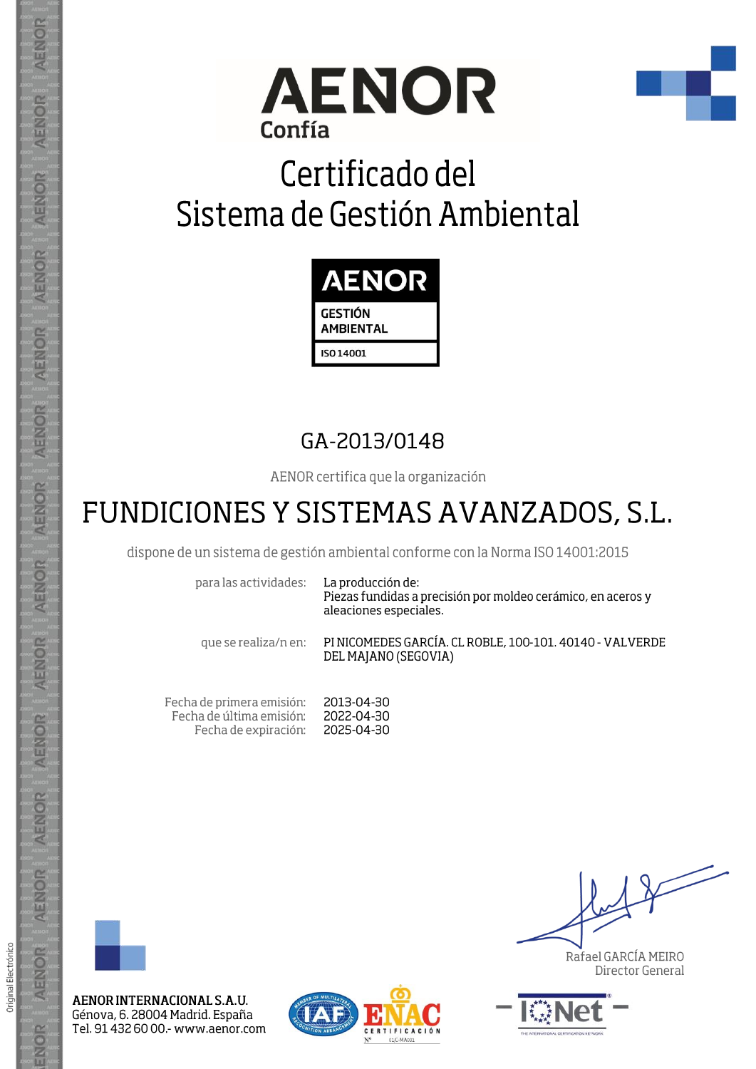AENOR
Confía

# Certificado del Sistema de Gestión Ambiental

AENOR
GESTIÓN AMBIENTAL
ISO 14001

## GA-2013/0148

AENOR certifica que la organización

## FUNDICIONES Y SISTEMAS AVANZADOS, S.L.

dispone de un sistema de gestión ambiental conforme con la Norma ISO 14001:2015

para las actividades: La producción de:
Piezas fundidas a precisión por moldeo cerámico, en aceros y aleaciones especiales.

que se realiza/n en: PI NICOMEDES GARCÍA. CL ROBLE, 100-101. 40140 - VALVERDE DEL MAJANO (SEGOVIA)

Fecha de primera emisión: 2013-04-30
Fecha de última emisión: 2022-04-30
Fecha de expiración: 2025-04-30

Rafael GARCÍA MEIRO
Director General

**AENOR INTERNACIONAL S.A.U.**
Génova, 6. 28004 Madrid. España
Tel. 91 432 60 00.- www.aenor.com

IAF — ENAC CERTIFICACIÓN Nº 01/C-MA001 — IQNet

Original Electrónico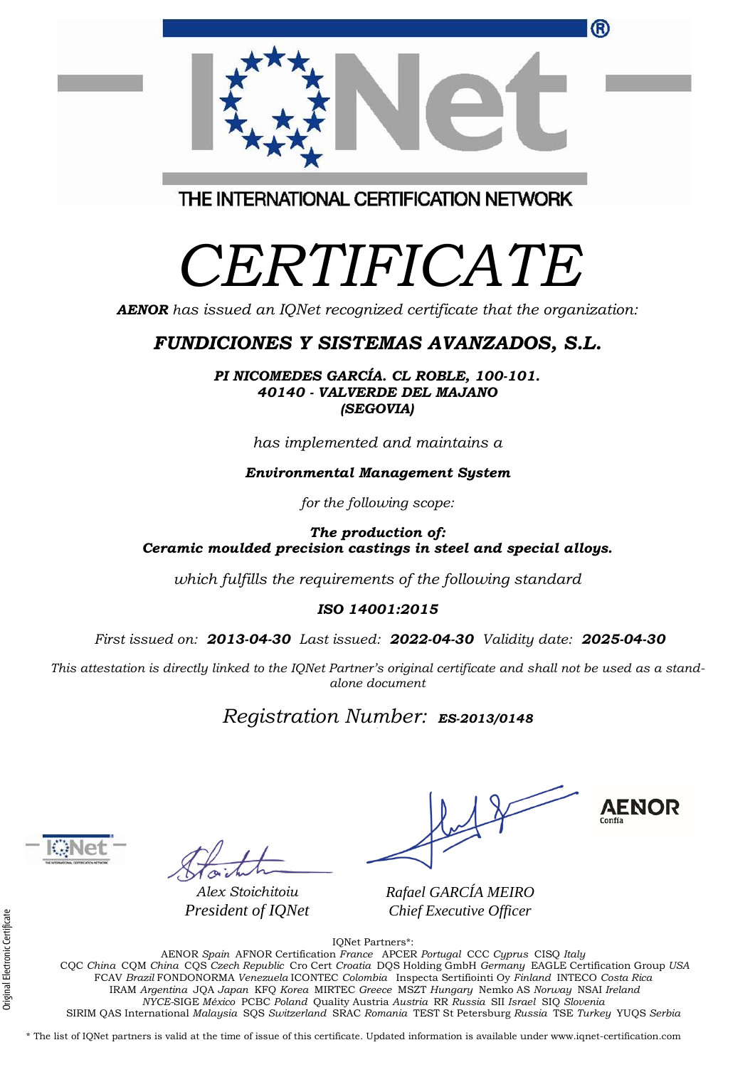THE INTERNATIONAL CERTIFICATION NETWORK

# *CERTIFICATE*

***AENOR** has issued an IQNet recognized certificate that the organization:*

## ***FUNDICIONES Y SISTEMAS AVANZADOS, S.L.***

***PI NICOMEDES GARCÍA. CL ROBLE, 100-101.***
***40140 - VALVERDE DEL MAJANO***
***(SEGOVIA)***

*has implemented and maintains a*

***Environmental Management System***

*for the following scope:*

***The production of:***
***Ceramic moulded precision castings in steel and special alloys.***

*which fulfills the requirements of the following standard*

***ISO 14001:2015***

*First issued on:* ***2013-04-30*** *Last issued:* ***2022-04-30*** *Validity date:* ***2025-04-30***

*This attestation is directly linked to the IQNet Partner's original certificate and shall not be used as a stand-alone document*

*Registration Number:* ***ES-2013/0148***

*Alex Stoichitoiu*
*President of IQNet*

*Rafael GARCÍA MEIRO*
*Chief Executive Officer*

AENOR Confía

Original Electronic Certificate

IQNet Partners*:
AENOR *Spain* AFNOR Certification *France* APCER *Portugal* CCC *Cyprus* CISQ *Italy*
CQC *China* CQM *China* CQS *Czech Republic* Cro Cert *Croatia* DQS Holding GmbH *Germany* EAGLE Certification Group *USA*
FCAV *Brazil* FONDONORMA *Venezuela* ICONTEC *Colombia* Inspecta Sertifiointi Oy *Finland* INTECO *Costa Rica*
IRAM *Argentina* JQA *Japan* KFQ *Korea* MIRTEC *Greece* MSZT *Hungary* Nemko AS *Norway* NSAI *Ireland*
*NYCE*-SIGE *México* PCBC *Poland* Quality Austria *Austria* RR *Russia* SII *Israel* SIQ *Slovenia*
SIRIM QAS International *Malaysia* SQS *Switzerland* SRAC *Romania* TEST St Petersburg *Russia* TSE *Turkey* YUQS *Serbia*

* The list of IQNet partners is valid at the time of issue of this certificate. Updated information is available under www.iqnet-certification.com